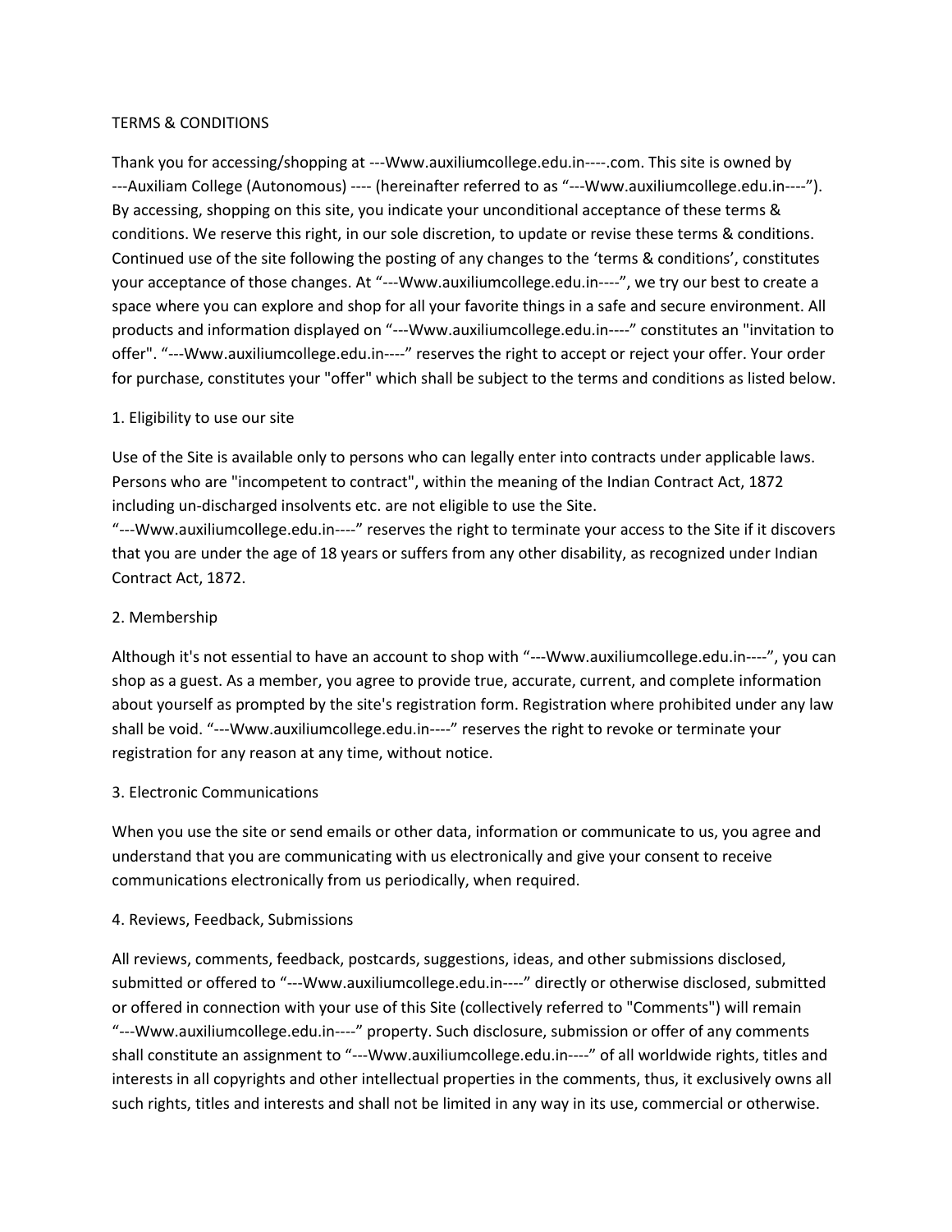# TERMS & CONDITIONS

Thank you for accessing/shopping at ---Www.auxiliumcollege.edu.in----.com. This site is owned by ---Auxiliam College (Autonomous) ---- (hereinafter referred to as "---Www.auxiliumcollege.edu.in----"). By accessing, shopping on this site, you indicate your unconditional acceptance of these terms & conditions. We reserve this right, in our sole discretion, to update or revise these terms & conditions. Continued use of the site following the posting of any changes to the 'terms & conditions', constitutes your acceptance of those changes. At "---Www.auxiliumcollege.edu.in----", we try our best to create a space where you can explore and shop for all your favorite things in a safe and secure environment. All products and information displayed on "---Www.auxiliumcollege.edu.in----" constitutes an "invitation to offer". "---Www.auxiliumcollege.edu.in----" reserves the right to accept or reject your offer. Your order for purchase, constitutes your "offer" which shall be subject to the terms and conditions as listed below.

## 1. Eligibility to use our site

Use of the Site is available only to persons who can legally enter into contracts under applicable laws. Persons who are "incompetent to contract", within the meaning of the Indian Contract Act, 1872 including un-discharged insolvents etc. are not eligible to use the Site. "---Www.auxiliumcollege.edu.in----" reserves the right to terminate your access to the Site if it discovers that you are under the age of 18 years or suffers from any other disability, as recognized under Indian Contract Act, 1872.

## 2. Membership

Although it's not essential to have an account to shop with "---Www.auxiliumcollege.edu.in----", you can shop as a guest. As a member, you agree to provide true, accurate, current, and complete information about yourself as prompted by the site's registration form. Registration where prohibited under any law shall be void. "---Www.auxiliumcollege.edu.in----" reserves the right to revoke or terminate your registration for any reason at any time, without notice.

## 3. Electronic Communications

When you use the site or send emails or other data, information or communicate to us, you agree and understand that you are communicating with us electronically and give your consent to receive communications electronically from us periodically, when required.

## 4. Reviews, Feedback, Submissions

All reviews, comments, feedback, postcards, suggestions, ideas, and other submissions disclosed, submitted or offered to "---Www.auxiliumcollege.edu.in----" directly or otherwise disclosed, submitted or offered in connection with your use of this Site (collectively referred to "Comments") will remain "---Www.auxiliumcollege.edu.in----" property. Such disclosure, submission or offer of any comments shall constitute an assignment to "---Www.auxiliumcollege.edu.in----" of all worldwide rights, titles and interests in all copyrights and other intellectual properties in the comments, thus, it exclusively owns all such rights, titles and interests and shall not be limited in any way in its use, commercial or otherwise.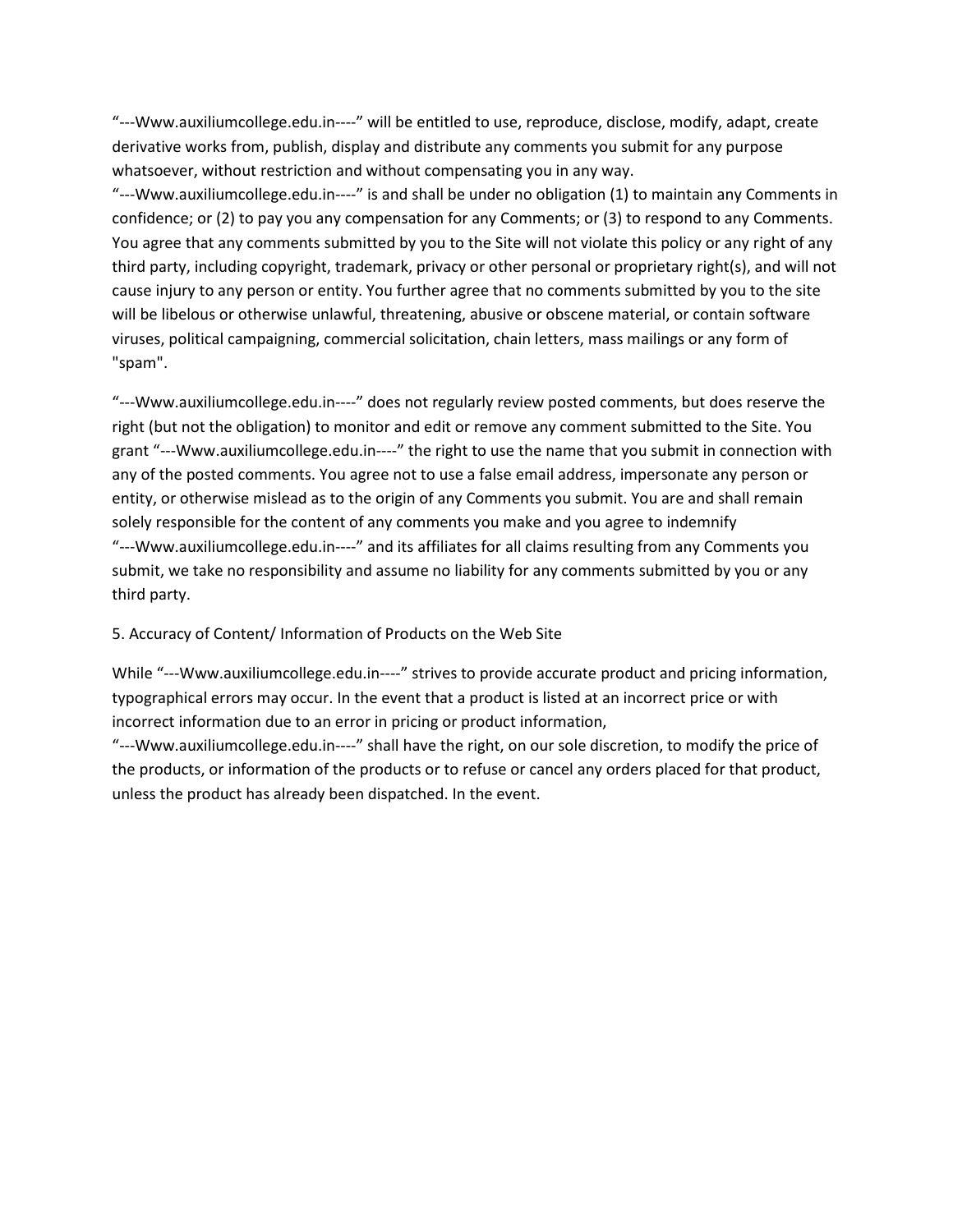“---Www.auxiliumcollege.edu.in----” will be entitled to use, reproduce, disclose, modify, adapt, create derivative works from, publish, display and distribute any comments you submit for any purpose whatsoever, without restriction and without compensating you in any way.
“---Www.auxiliumcollege.edu.in----” is and shall be under no obligation (1) to maintain any Comments in confidence; or (2) to pay you any compensation for any Comments; or (3) to respond to any Comments. You agree that any comments submitted by you to the Site will not violate this policy or any right of any third party, including copyright, trademark, privacy or other personal or proprietary right(s), and will not cause injury to any person or entity. You further agree that no comments submitted by you to the site will be libelous or otherwise unlawful, threatening, abusive or obscene material, or contain software viruses, political campaigning, commercial solicitation, chain letters, mass mailings or any form of "spam".

“---Www.auxiliumcollege.edu.in----” does not regularly review posted comments, but does reserve the right (but not the obligation) to monitor and edit or remove any comment submitted to the Site. You grant “---Www.auxiliumcollege.edu.in----” the right to use the name that you submit in connection with any of the posted comments. You agree not to use a false email address, impersonate any person or entity, or otherwise mislead as to the origin of any Comments you submit. You are and shall remain solely responsible for the content of any comments you make and you agree to indemnify “---Www.auxiliumcollege.edu.in----” and its affiliates for all claims resulting from any Comments you submit, we take no responsibility and assume no liability for any comments submitted by you or any third party.

5. Accuracy of Content/ Information of Products on the Web Site

While “---Www.auxiliumcollege.edu.in----” strives to provide accurate product and pricing information, typographical errors may occur. In the event that a product is listed at an incorrect price or with incorrect information due to an error in pricing or product information, “---Www.auxiliumcollege.edu.in----” shall have the right, on our sole discretion, to modify the price of the products, or information of the products or to refuse or cancel any orders placed for that product, unless the product has already been dispatched. In the event.